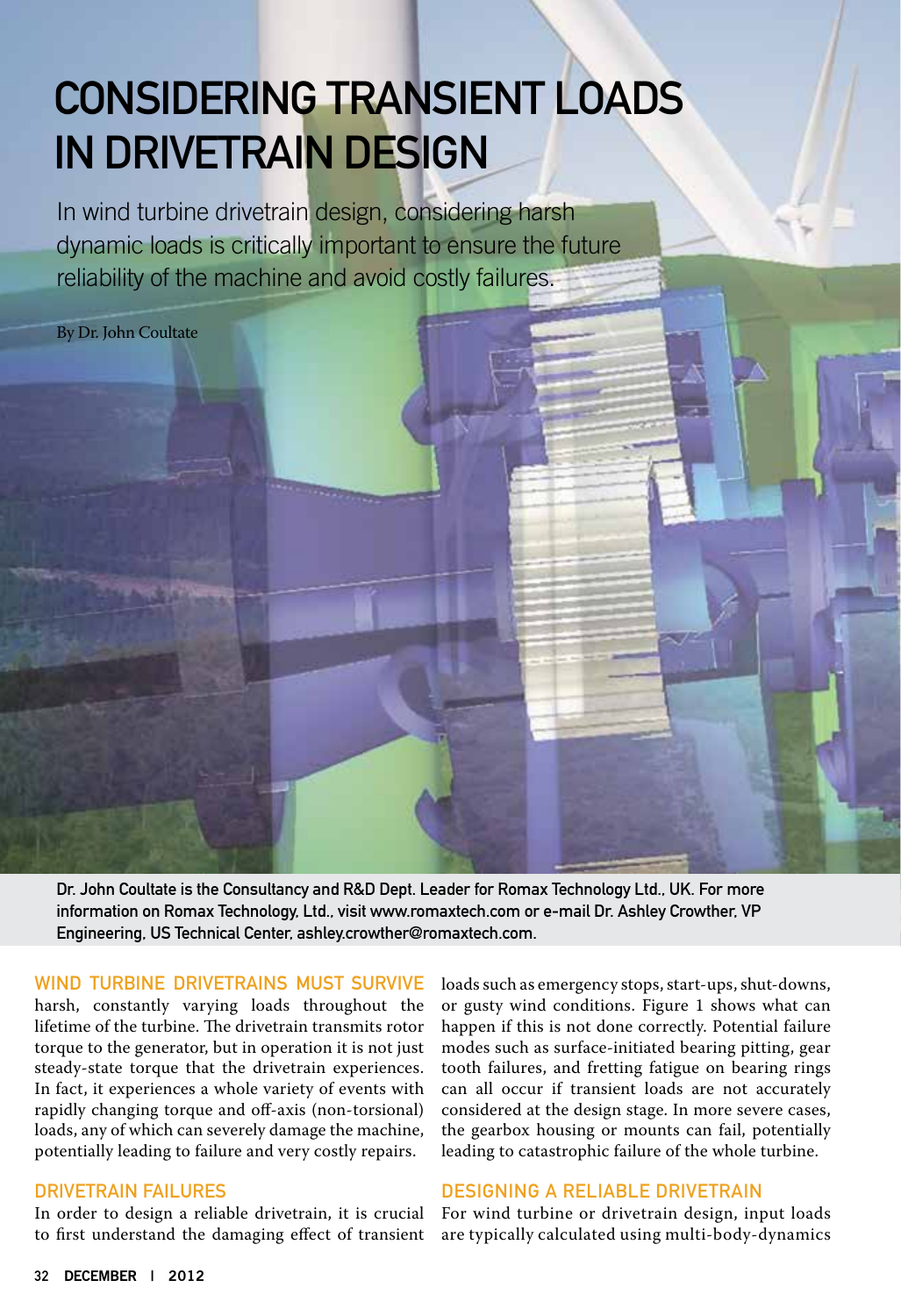# CONSIDERING TRANSIENT LOADS IN DRIVETRAIN DESIGN

In wind turbine drivetrain design, considering harsh dynamic loads is critically important to ensure the future reliability of the machine and avoid costly failures.

By Dr. John Coultate

**Dr. John Coultate is the Consultancy and R&D Dept. Leader for Romax Technology Ltd., UK. For more information on Romax Technology, Ltd., visit www.romaxtech.com or e-mail Dr. Ashley Crowther, VP Engineering, US Technical Center, ashley.crowther@romaxtech.com.**

WIND TURBINE DRIVETRAINS MUST SURVIVE harsh, constantly varying loads throughout the lifetime of the turbine. The drivetrain transmits rotor torque to the generator, but in operation it is not just steady-state torque that the drivetrain experiences. In fact, it experiences a whole variety of events with rapidly changing torque and off-axis (non-torsional) loads, any of which can severely damage the machine, potentially leading to failure and very costly repairs.

## DRIVETRAIN FAILURES

In order to design a reliable drivetrain, it is crucial to first understand the damaging effect of transient loads such as emergency stops, start-ups, shut-downs, or gusty wind conditions. Figure 1 shows what can happen if this is not done correctly. Potential failure modes such as surface-initiated bearing pitting, gear tooth failures, and fretting fatigue on bearing rings can all occur if transient loads are not accurately considered at the design stage. In more severe cases, the gearbox housing or mounts can fail, potentially leading to catastrophic failure of the whole turbine.

## DESIGNING A RELIABLE DRIVETRAIN

For wind turbine or drivetrain design, input loads are typically calculated using multi-body-dynamics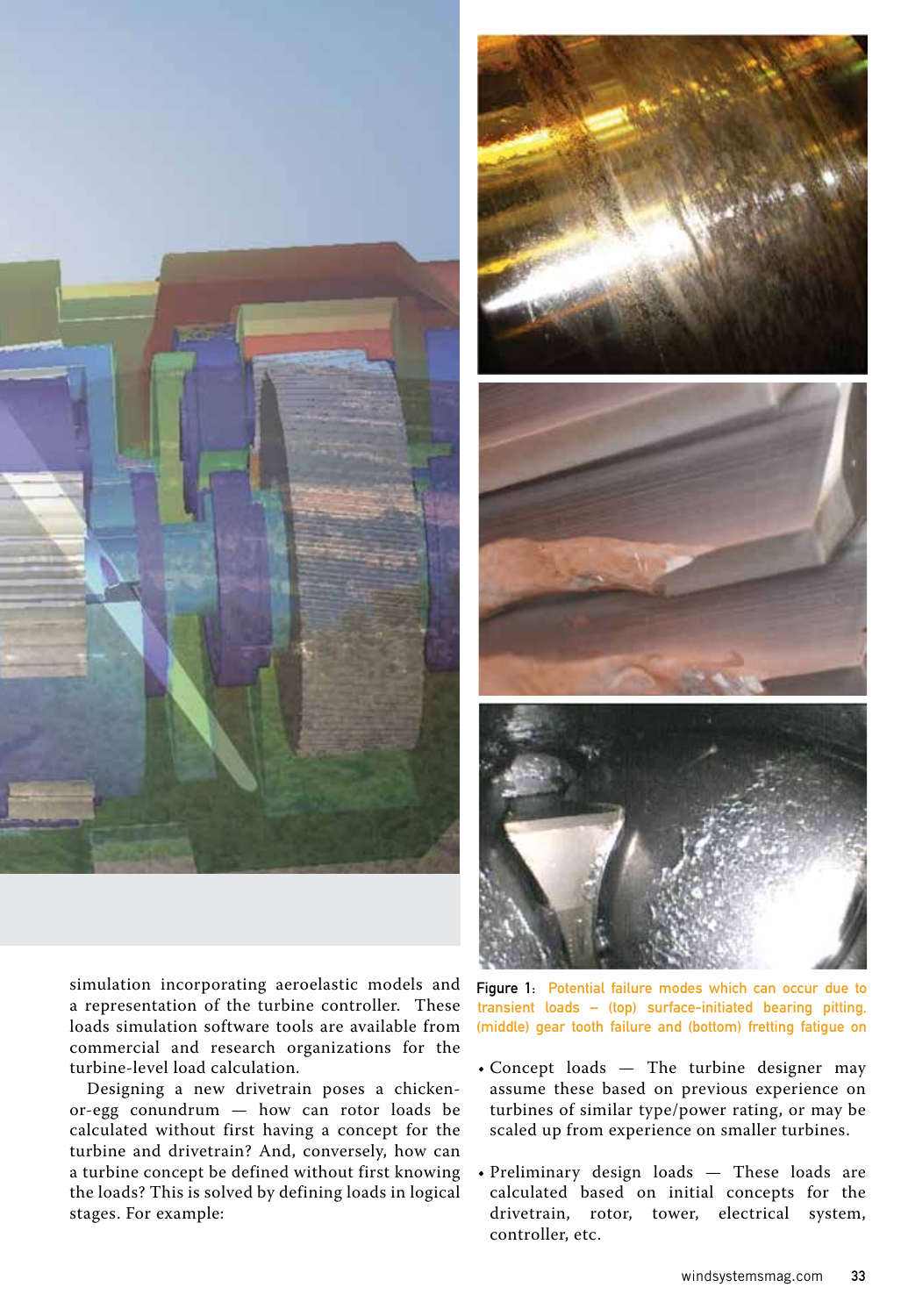simulation incorporating aeroelastic models and a representation of the turbine controller. These loads simulation software tools are available from commercial and research organizations for the turbine-level load calculation.

Designing a new drivetrain poses a chicken-or-egg conundrum — how can rotor loads be calculated without first having a concept for the turbine and drivetrain? And, conversely, how can a turbine concept be defined without first knowing the loads? This is solved by defining loads in logical stages. For example:

**Figure 1:** Potential failure modes which can occur due to transient loads – (top) surface-initiated bearing pitting, (middle) gear tooth failure and (bottom) fretting fatigue on

- Concept loads — The turbine designer may assume these based on previous experience on turbines of similar type/power rating, or may be scaled up from experience on smaller turbines.
- Preliminary design loads — These loads are calculated based on initial concepts for the drivetrain, rotor, tower, electrical system, controller, etc.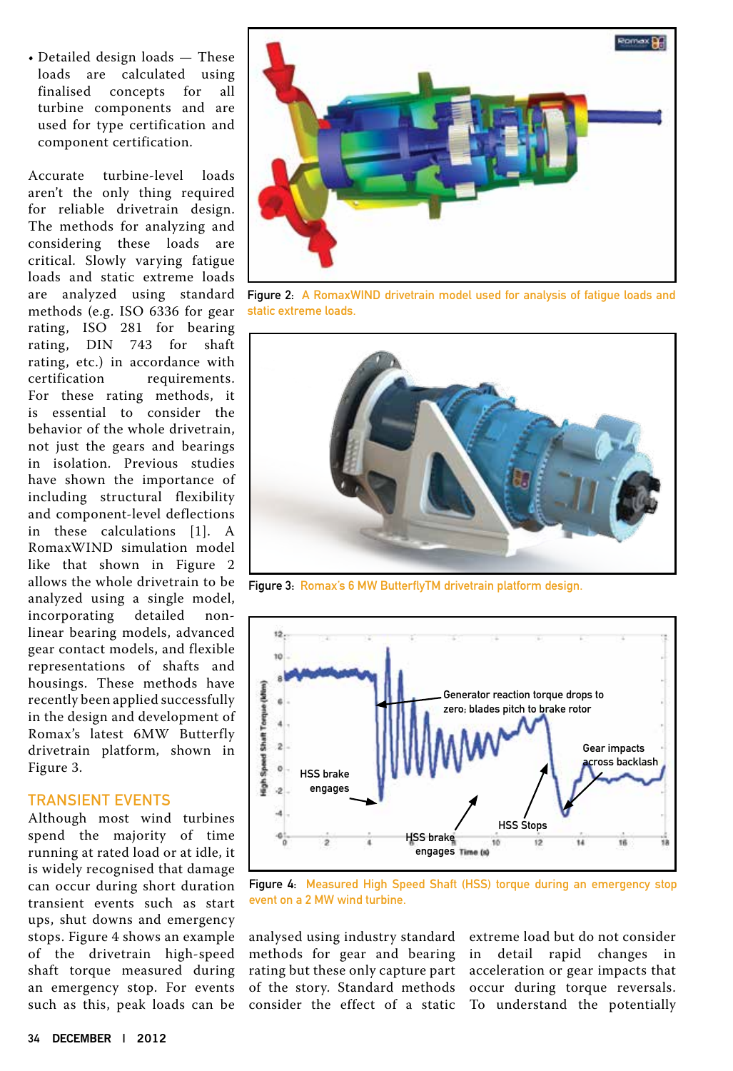- Detailed design loads — These loads are calculated using finalised concepts for all turbine components and are used for type certification and component certification.

Accurate turbine-level loads aren't the only thing required for reliable drivetrain design. The methods for analyzing and considering these loads are critical. Slowly varying fatigue loads and static extreme loads are analyzed using standard methods (e.g. ISO 6336 for gear rating, ISO 281 for bearing rating, DIN 743 for shaft rating, etc.) in accordance with certification requirements. For these rating methods, it is essential to consider the behavior of the whole drivetrain, not just the gears and bearings in isolation. Previous studies have shown the importance of including structural flexibility and component-level deflections in these calculations [1]. A RomaxWIND simulation model like that shown in Figure 2 allows the whole drivetrain to be analyzed using a single model, incorporating detailed non-linear bearing models, advanced gear contact models, and flexible representations of shafts and housings. These methods have recently been applied successfully in the design and development of Romax's latest 6MW Butterfly drivetrain platform, shown in Figure 3.

Figure 2: A RomaxWIND drivetrain model used for analysis of fatigue loads and static extreme loads.

Figure 3: Romax's 6 MW ButterflyTM drivetrain platform design.

## TRANSIENT EVENTS

Although most wind turbines spend the majority of time running at rated load or at idle, it is widely recognised that damage can occur during short duration transient events such as start ups, shut downs and emergency stops. Figure 4 shows an example of the drivetrain high-speed shaft torque measured during an emergency stop. For events such as this, peak loads can be analysed using industry standard methods for gear and bearing rating but these only capture part of the story. Standard methods consider the effect of a static extreme load but do not consider in detail rapid changes in acceleration or gear impacts that occur during torque reversals. To understand the potentially

Figure 4: Measured High Speed Shaft (HSS) torque during an emergency stop event on a 2 MW wind turbine.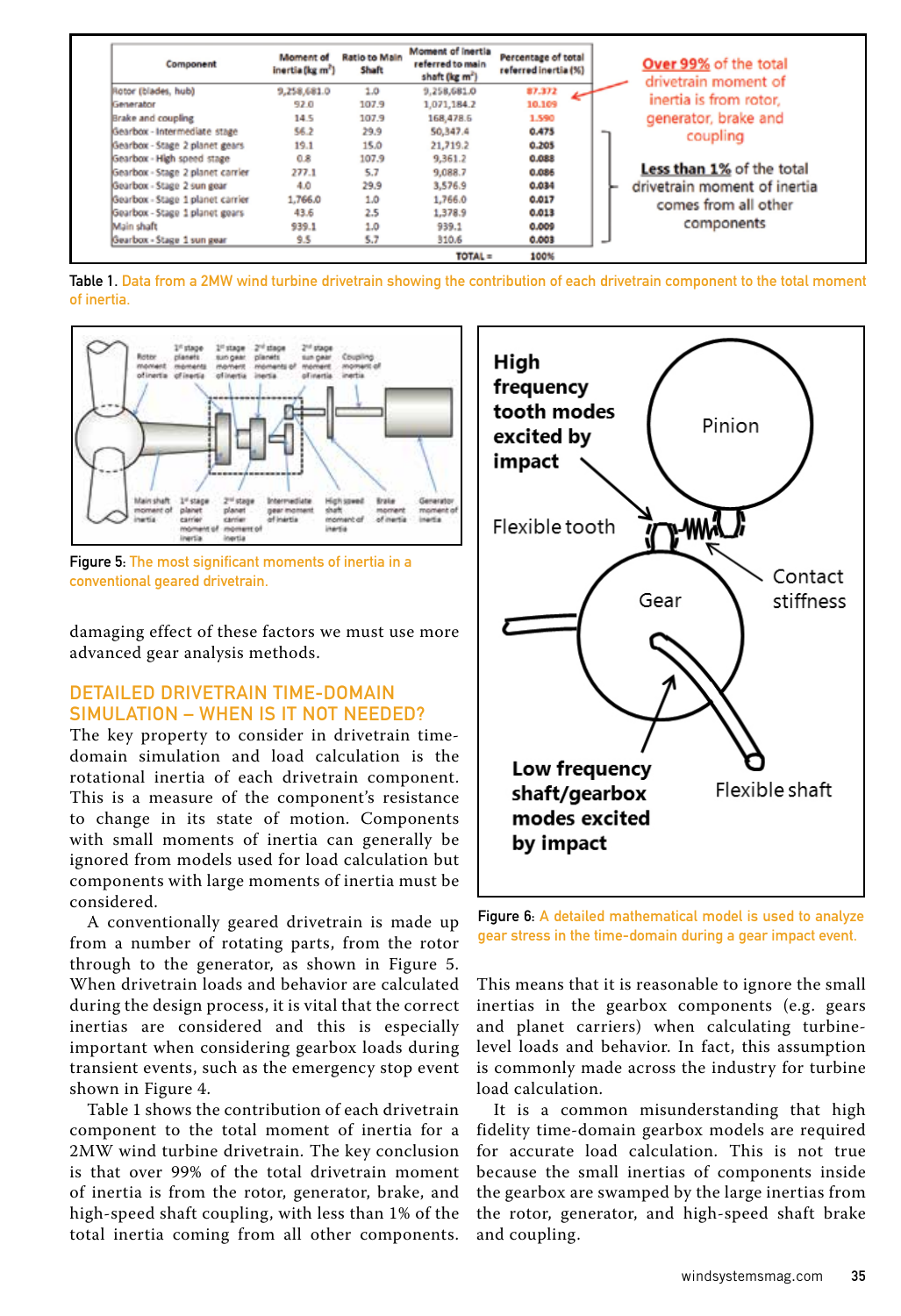| Component | Moment of Inertia (kg m²) | Ratio to Main Shaft | Moment of Inertia referred to main shaft (kg m²) | Percentage of total referred inertia (%) |
|---|---|---|---|---|
| Rotor (blades, hub) | 9,258,681.0 | 1.0 | 9,258,681.0 | 87.372 |
| Generator | 92.0 | 107.9 | 1,071,184.2 | 10.109 |
| Brake and coupling | 14.5 | 107.9 | 168,478.6 | 1.590 |
| Gearbox - Intermediate stage | 56.2 | 29.9 | 50,347.4 | 0.475 |
| Gearbox - Stage 2 planet gears | 19.1 | 15.0 | 21,719.2 | 0.205 |
| Gearbox - High speed stage | 0.8 | 107.9 | 9,361.2 | 0.088 |
| Gearbox - Stage 2 planet carrier | 277.1 | 5.7 | 9,088.7 | 0.086 |
| Gearbox - Stage 2 sun gear | 4.0 | 29.9 | 3,576.9 | 0.034 |
| Gearbox - Stage 1 planet carrier | 1,766.0 | 1.0 | 1,766.0 | 0.017 |
| Gearbox - Stage 1 planet gears | 43.6 | 2.5 | 1,378.9 | 0.013 |
| Main shaft | 939.1 | 1.0 | 939.1 | 0.009 |
| Gearbox - Stage 1 sun gear | 9.5 | 5.7 | 310.6 | 0.003 |
| | | | TOTAL = | 100% |

Over 99% of the total drivetrain moment of inertia is from rotor, generator, brake and coupling

Less than 1% of the total drivetrain moment of inertia comes from all other components

Table 1. Data from a 2MW wind turbine drivetrain showing the contribution of each drivetrain component to the total moment of inertia.

Figure 5: The most significant moments of inertia in a conventional geared drivetrain.

Figure 6: A detailed mathematical model is used to analyze gear stress in the time-domain during a gear impact event.

damaging effect of these factors we must use more advanced gear analysis methods.

## DETAILED DRIVETRAIN TIME-DOMAIN SIMULATION – WHEN IS IT NOT NEEDED?

The key property to consider in drivetrain time-domain simulation and load calculation is the rotational inertia of each drivetrain component. This is a measure of the component's resistance to change in its state of motion. Components with small moments of inertia can generally be ignored from models used for load calculation but components with large moments of inertia must be considered.

A conventionally geared drivetrain is made up from a number of rotating parts, from the rotor through to the generator, as shown in Figure 5. When drivetrain loads and behavior are calculated during the design process, it is vital that the correct inertias are considered and this is especially important when considering gearbox loads during transient events, such as the emergency stop event shown in Figure 4.

Table 1 shows the contribution of each drivetrain component to the total moment of inertia for a 2MW wind turbine drivetrain. The key conclusion is that over 99% of the total drivetrain moment of inertia is from the rotor, generator, brake, and high-speed shaft coupling, with less than 1% of the total inertia coming from all other components.

This means that it is reasonable to ignore the small inertias in the gearbox components (e.g. gears and planet carriers) when calculating turbine-level loads and behavior. In fact, this assumption is commonly made across the industry for turbine load calculation.

It is a common misunderstanding that high fidelity time-domain gearbox models are required for accurate load calculation. This is not true because the small inertias of components inside the gearbox are swamped by the large inertias from the rotor, generator, and high-speed shaft brake and coupling.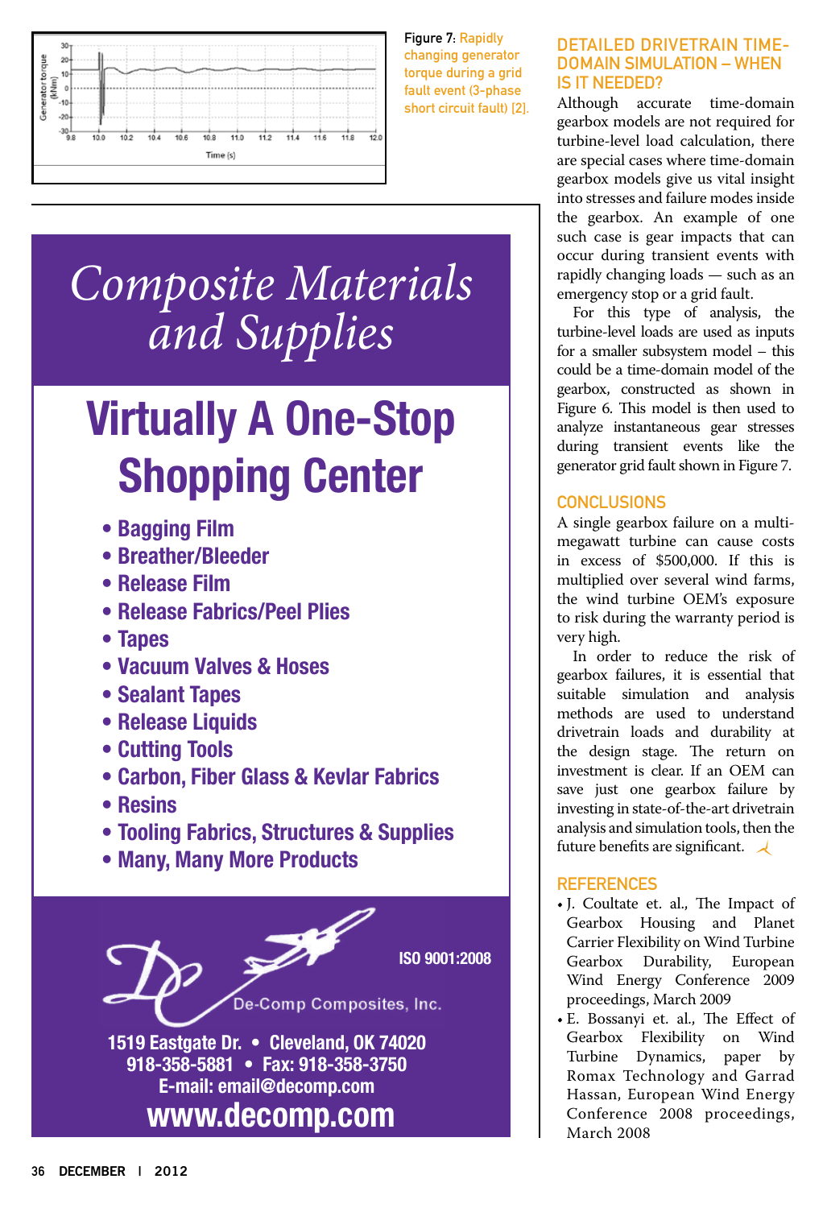Generator torque (kNm)

30
20
10
0
-10
-20
-30

9.8 10.0 10.2 10.4 10.6 10.8 11.0 11.2 11.4 11.6 11.8 12.0

Time (s)

Figure 7: Rapidly changing generator torque during a grid fault event (3-phase short circuit fault) [2].

## DETAILED DRIVETRAIN TIME-DOMAIN SIMULATION – WHEN IS IT NEEDED?

Although accurate time-domain gearbox models are not required for turbine-level load calculation, there are special cases where time-domain gearbox models give us vital insight into stresses and failure modes inside the gearbox. An example of one such case is gear impacts that can occur during transient events with rapidly changing loads — such as an emergency stop or a grid fault.

For this type of analysis, the turbine-level loads are used as inputs for a smaller subsystem model – this could be a time-domain model of the gearbox, constructed as shown in Figure 6. This model is then used to analyze instantaneous gear stresses during transient events like the generator grid fault shown in Figure 7.

## CONCLUSIONS

A single gearbox failure on a multi-megawatt turbine can cause costs in excess of $500,000. If this is multiplied over several wind farms, the wind turbine OEM's exposure to risk during the warranty period is very high.

In order to reduce the risk of gearbox failures, it is essential that suitable simulation and analysis methods are used to understand drivetrain loads and durability at the design stage. The return on investment is clear. If an OEM can save just one gearbox failure by investing in state-of-the-art drivetrain analysis and simulation tools, then the future benefits are significant.

## REFERENCES

- J. Coultate et. al., The Impact of Gearbox Housing and Planet Carrier Flexibility on Wind Turbine Gearbox Durability, European Wind Energy Conference 2009 proceedings, March 2009
- E. Bossanyi et. al., The Effect of Gearbox Flexibility on Wind Turbine Dynamics, paper by Romax Technology and Garrad Hassan, European Wind Energy Conference 2008 proceedings, March 2008

# Composite Materials and Supplies

## Virtually A One-Stop Shopping Center

- Bagging Film
- Breather/Bleeder
- Release Film
- Release Fabrics/Peel Plies
- Tapes
- Vacuum Valves & Hoses
- Sealant Tapes
- Release Liquids
- Cutting Tools
- Carbon, Fiber Glass & Kevlar Fabrics
- Resins
- Tooling Fabrics, Structures & Supplies
- Many, Many More Products

ISO 9001:2008

De-Comp Composites, Inc.

1519 Eastgate Dr. • Cleveland, OK 74020
918-358-5881 • Fax: 918-358-3750
E-mail: email@decomp.com
www.decomp.com